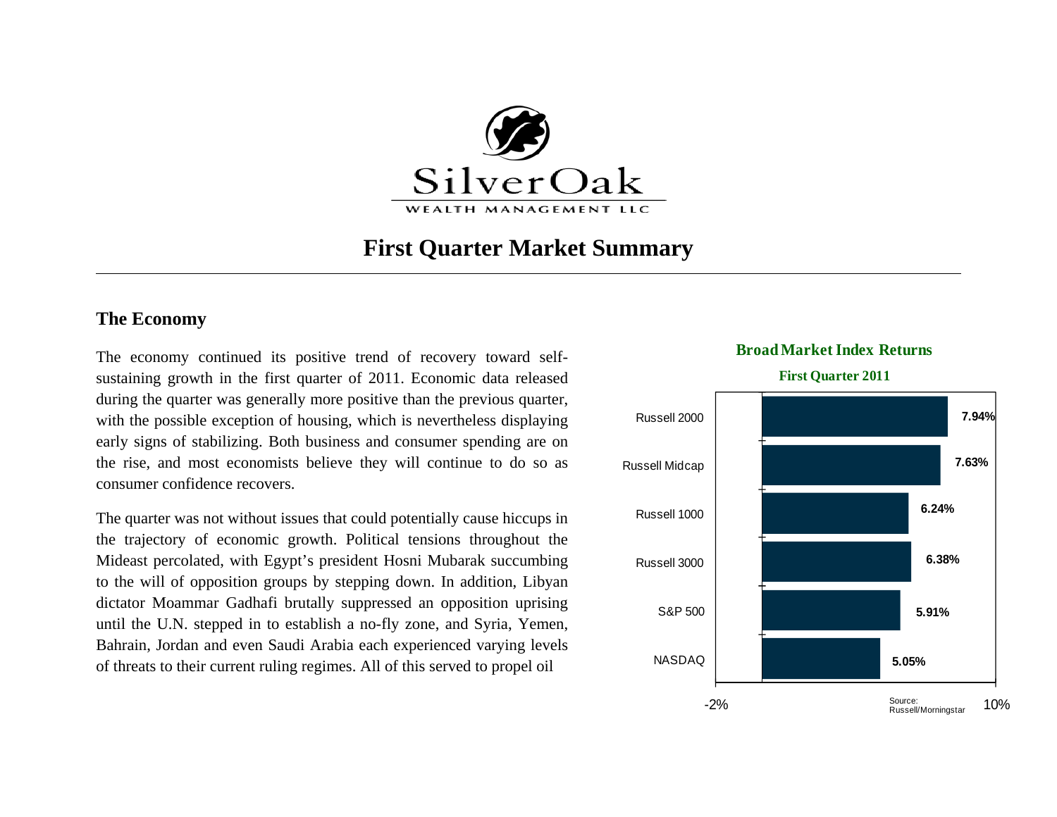SilverOak

WEALTH MANAGEMENT LLC

# First Quarter Market Summary

## The Economy

The economy continued its positive trend of recovery toward self-sustaining growth in the first quarter of 2011. Economic data released during the quarter was generally more positive than the previous quarter, with the possible exception of housing, which is nevertheless displaying early signs of stabilizing. Both business and consumer spending are on the rise, and most economists believe they will continue to do so as consumer confidence recovers.

The quarter was not without issues that could potentially cause hiccups in the trajectory of economic growth. Political tensions throughout the Mideast percolated, with Egypt's president Hosni Mubarak succumbing to the will of opposition groups by stepping down. In addition, Libyan dictator Moammar Gadhafi brutally suppressed an opposition uprising until the U.N. stepped in to establish a no-fly zone, and Syria, Yemen, Bahrain, Jordan and even Saudi Arabia each experienced varying levels of threats to their current ruling regimes. All of this served to propel oil

**Broad Market Index Returns**

**First Quarter 2011**

| Index | Return |
|---|---|
| Russell 2000 | 7.94% |
| Russell Midcap | 7.63% |
| Russell 1000 | 6.24% |
| Russell 3000 | 6.38% |
| S&P 500 | 5.91% |
| NASDAQ | 5.05% |

Source: Russell/Morningstar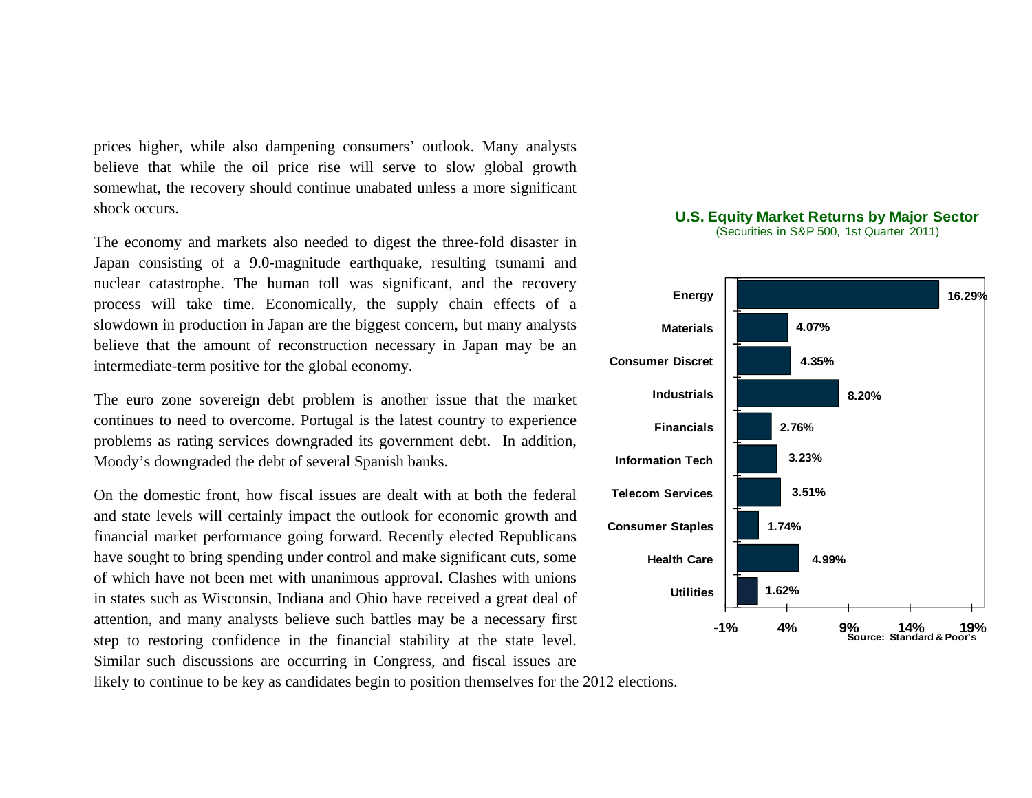prices higher, while also dampening consumers' outlook. Many analysts believe that while the oil price rise will serve to slow global growth somewhat, the recovery should continue unabated unless a more significant shock occurs.

The economy and markets also needed to digest the three-fold disaster in Japan consisting of a 9.0-magnitude earthquake, resulting tsunami and nuclear catastrophe. The human toll was significant, and the recovery process will take time. Economically, the supply chain effects of a slowdown in production in Japan are the biggest concern, but many analysts believe that the amount of reconstruction necessary in Japan may be an intermediate-term positive for the global economy.

The euro zone sovereign debt problem is another issue that the market continues to need to overcome. Portugal is the latest country to experience problems as rating services downgraded its government debt. In addition, Moody's downgraded the debt of several Spanish banks.

On the domestic front, how fiscal issues are dealt with at both the federal and state levels will certainly impact the outlook for economic growth and financial market performance going forward. Recently elected Republicans have sought to bring spending under control and make significant cuts, some of which have not been met with unanimous approval. Clashes with unions in states such as Wisconsin, Indiana and Ohio have received a great deal of attention, and many analysts believe such battles may be a necessary first step to restoring confidence in the financial stability at the state level. Similar such discussions are occurring in Congress, and fiscal issues are likely to continue to be key as candidates begin to position themselves for the 2012 elections.

**U.S. Equity Market Returns by Major Sector**
(Securities in S&P 500, 1st Quarter 2011)

| Sector | Return |
|---|---|
| Energy | 16.29% |
| Materials | 4.07% |
| Consumer Discret | 4.35% |
| Industrials | 8.20% |
| Financials | 2.76% |
| Information Tech | 3.23% |
| Telecom Services | 3.51% |
| Consumer Staples | 1.74% |
| Health Care | 4.99% |
| Utilities | 1.62% |

Source: Standard & Poor's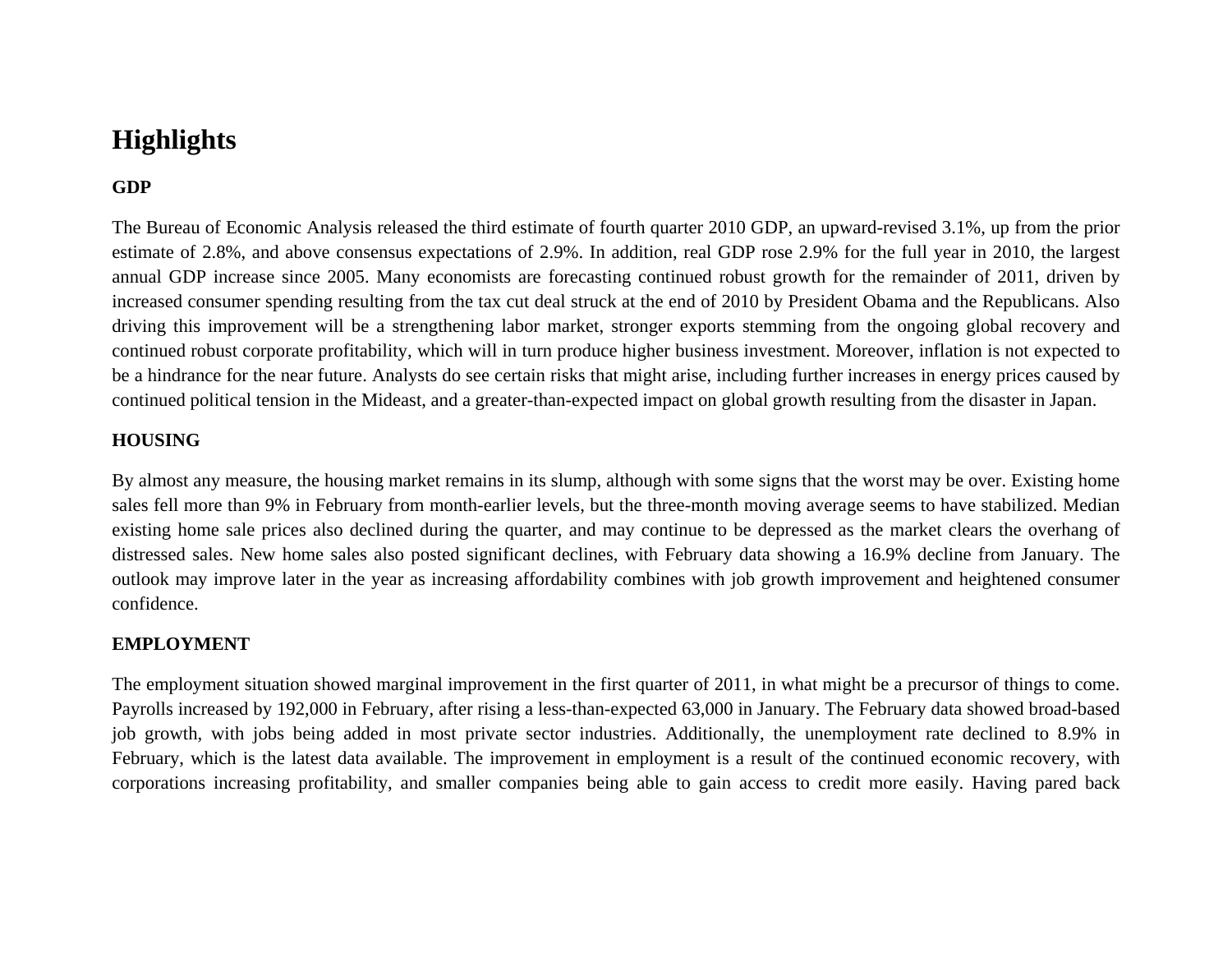# Highlights

**GDP**

The Bureau of Economic Analysis released the third estimate of fourth quarter 2010 GDP, an upward-revised 3.1%, up from the prior estimate of 2.8%, and above consensus expectations of 2.9%. In addition, real GDP rose 2.9% for the full year in 2010, the largest annual GDP increase since 2005. Many economists are forecasting continued robust growth for the remainder of 2011, driven by increased consumer spending resulting from the tax cut deal struck at the end of 2010 by President Obama and the Republicans. Also driving this improvement will be a strengthening labor market, stronger exports stemming from the ongoing global recovery and continued robust corporate profitability, which will in turn produce higher business investment. Moreover, inflation is not expected to be a hindrance for the near future. Analysts do see certain risks that might arise, including further increases in energy prices caused by continued political tension in the Mideast, and a greater-than-expected impact on global growth resulting from the disaster in Japan.

**HOUSING**

By almost any measure, the housing market remains in its slump, although with some signs that the worst may be over. Existing home sales fell more than 9% in February from month-earlier levels, but the three-month moving average seems to have stabilized. Median existing home sale prices also declined during the quarter, and may continue to be depressed as the market clears the overhang of distressed sales. New home sales also posted significant declines, with February data showing a 16.9% decline from January. The outlook may improve later in the year as increasing affordability combines with job growth improvement and heightened consumer confidence.

**EMPLOYMENT**

The employment situation showed marginal improvement in the first quarter of 2011, in what might be a precursor of things to come. Payrolls increased by 192,000 in February, after rising a less-than-expected 63,000 in January. The February data showed broad-based job growth, with jobs being added in most private sector industries. Additionally, the unemployment rate declined to 8.9% in February, which is the latest data available. The improvement in employment is a result of the continued economic recovery, with corporations increasing profitability, and smaller companies being able to gain access to credit more easily. Having pared back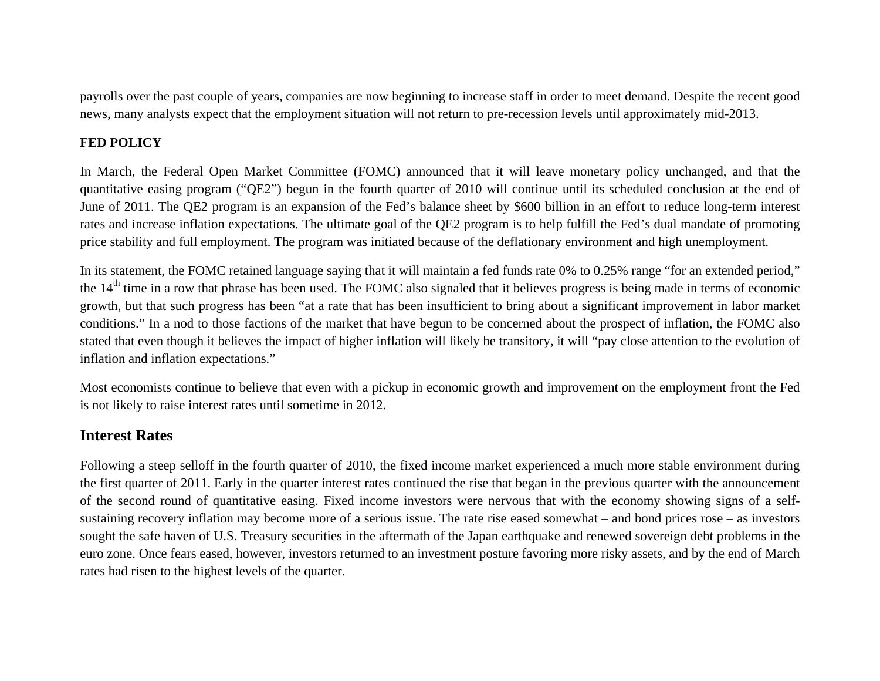payrolls over the past couple of years, companies are now beginning to increase staff in order to meet demand. Despite the recent good news, many analysts expect that the employment situation will not return to pre-recession levels until approximately mid-2013.

**FED POLICY**

In March, the Federal Open Market Committee (FOMC) announced that it will leave monetary policy unchanged, and that the quantitative easing program ("QE2") begun in the fourth quarter of 2010 will continue until its scheduled conclusion at the end of June of 2011. The QE2 program is an expansion of the Fed's balance sheet by $600 billion in an effort to reduce long-term interest rates and increase inflation expectations. The ultimate goal of the QE2 program is to help fulfill the Fed's dual mandate of promoting price stability and full employment. The program was initiated because of the deflationary environment and high unemployment.

In its statement, the FOMC retained language saying that it will maintain a fed funds rate 0% to 0.25% range "for an extended period," the 14th time in a row that phrase has been used. The FOMC also signaled that it believes progress is being made in terms of economic growth, but that such progress has been "at a rate that has been insufficient to bring about a significant improvement in labor market conditions." In a nod to those factions of the market that have begun to be concerned about the prospect of inflation, the FOMC also stated that even though it believes the impact of higher inflation will likely be transitory, it will "pay close attention to the evolution of inflation and inflation expectations."

Most economists continue to believe that even with a pickup in economic growth and improvement on the employment front the Fed is not likely to raise interest rates until sometime in 2012.

## Interest Rates

Following a steep selloff in the fourth quarter of 2010, the fixed income market experienced a much more stable environment during the first quarter of 2011. Early in the quarter interest rates continued the rise that began in the previous quarter with the announcement of the second round of quantitative easing. Fixed income investors were nervous that with the economy showing signs of a self-sustaining recovery inflation may become more of a serious issue. The rate rise eased somewhat – and bond prices rose – as investors sought the safe haven of U.S. Treasury securities in the aftermath of the Japan earthquake and renewed sovereign debt problems in the euro zone. Once fears eased, however, investors returned to an investment posture favoring more risky assets, and by the end of March rates had risen to the highest levels of the quarter.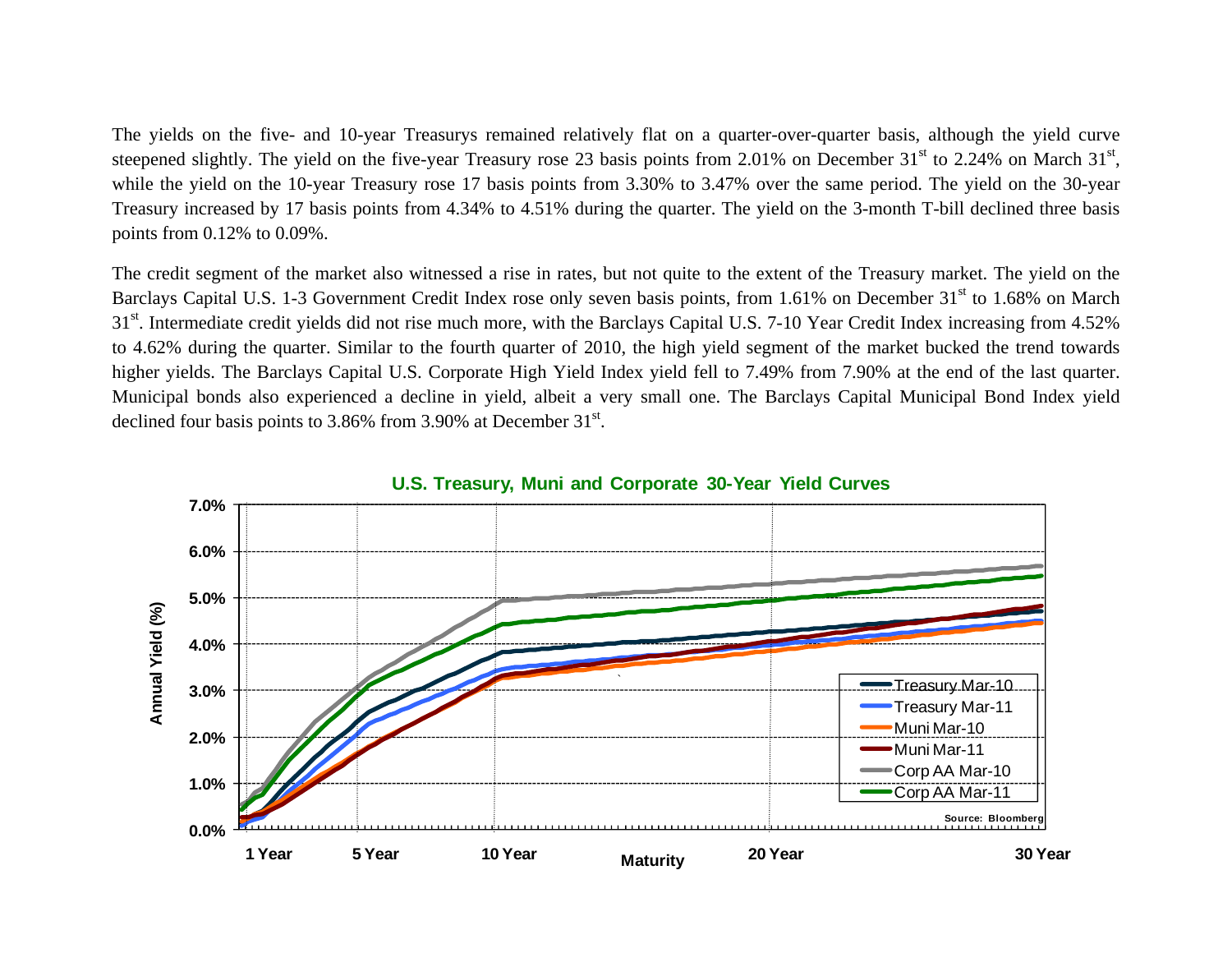The yields on the five- and 10-year Treasurys remained relatively flat on a quarter-over-quarter basis, although the yield curve steepened slightly. The yield on the five-year Treasury rose 23 basis points from 2.01% on December 31st to 2.24% on March 31st, while the yield on the 10-year Treasury rose 17 basis points from 3.30% to 3.47% over the same period. The yield on the 30-year Treasury increased by 17 basis points from 4.34% to 4.51% during the quarter. The yield on the 3-month T-bill declined three basis points from 0.12% to 0.09%.

The credit segment of the market also witnessed a rise in rates, but not quite to the extent of the Treasury market. The yield on the Barclays Capital U.S. 1-3 Government Credit Index rose only seven basis points, from 1.61% on December 31st to 1.68% on March 31st. Intermediate credit yields did not rise much more, with the Barclays Capital U.S. 7-10 Year Credit Index increasing from 4.52% to 4.62% during the quarter. Similar to the fourth quarter of 2010, the high yield segment of the market bucked the trend towards higher yields. The Barclays Capital U.S. Corporate High Yield Index yield fell to 7.49% from 7.90% at the end of the last quarter. Municipal bonds also experienced a decline in yield, albeit a very small one. The Barclays Capital Municipal Bond Index yield declined four basis points to 3.86% from 3.90% at December 31st.

**U.S. Treasury, Muni and Corporate 30-Year Yield Curves**

Annual Yield (%): 0.0% – 7.0%

Maturity: 1 Year, 5 Year, 10 Year, 20 Year, 30 Year

Legend: Treasury Mar-10, Treasury Mar-11, Muni Mar-10, Muni Mar-11, Corp AA Mar-10, Corp AA Mar-11

Source: Bloomberg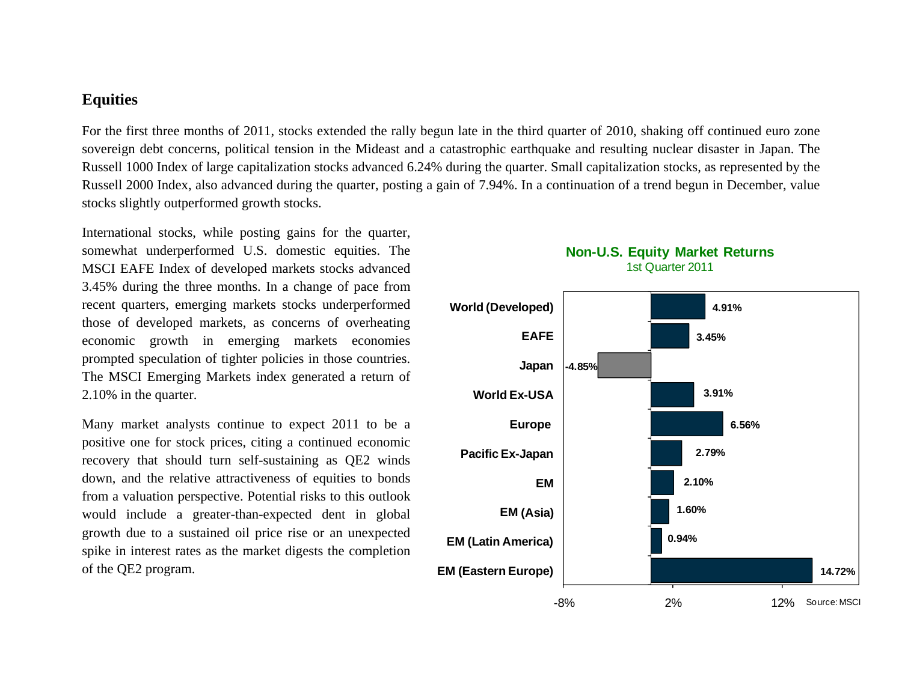## Equities

For the first three months of 2011, stocks extended the rally begun late in the third quarter of 2010, shaking off continued euro zone sovereign debt concerns, political tension in the Mideast and a catastrophic earthquake and resulting nuclear disaster in Japan. The Russell 1000 Index of large capitalization stocks advanced 6.24% during the quarter. Small capitalization stocks, as represented by the Russell 2000 Index, also advanced during the quarter, posting a gain of 7.94%. In a continuation of a trend begun in December, value stocks slightly outperformed growth stocks.

International stocks, while posting gains for the quarter, somewhat underperformed U.S. domestic equities. The MSCI EAFE Index of developed markets stocks advanced 3.45% during the three months. In a change of pace from recent quarters, emerging markets stocks underperformed those of developed markets, as concerns of overheating economic growth in emerging markets economies prompted speculation of tighter policies in those countries. The MSCI Emerging Markets index generated a return of 2.10% in the quarter.

Many market analysts continue to expect 2011 to be a positive one for stock prices, citing a continued economic recovery that should turn self-sustaining as QE2 winds down, and the relative attractiveness of equities to bonds from a valuation perspective. Potential risks to this outlook would include a greater-than-expected dent in global growth due to a sustained oil price rise or an unexpected spike in interest rates as the market digests the completion of the QE2 program.

**Non-U.S. Equity Market Returns**
1st Quarter 2011

World (Developed) 4.91%
EAFE 3.45%
Japan -4.85%
World Ex-USA 3.91%
Europe 6.56%
Pacific Ex-Japan 2.79%
EM 2.10%
EM (Asia) 1.60%
EM (Latin America) 0.94%
EM (Eastern Europe) 14.72%

-8% 2% 12%

Source: MSCI